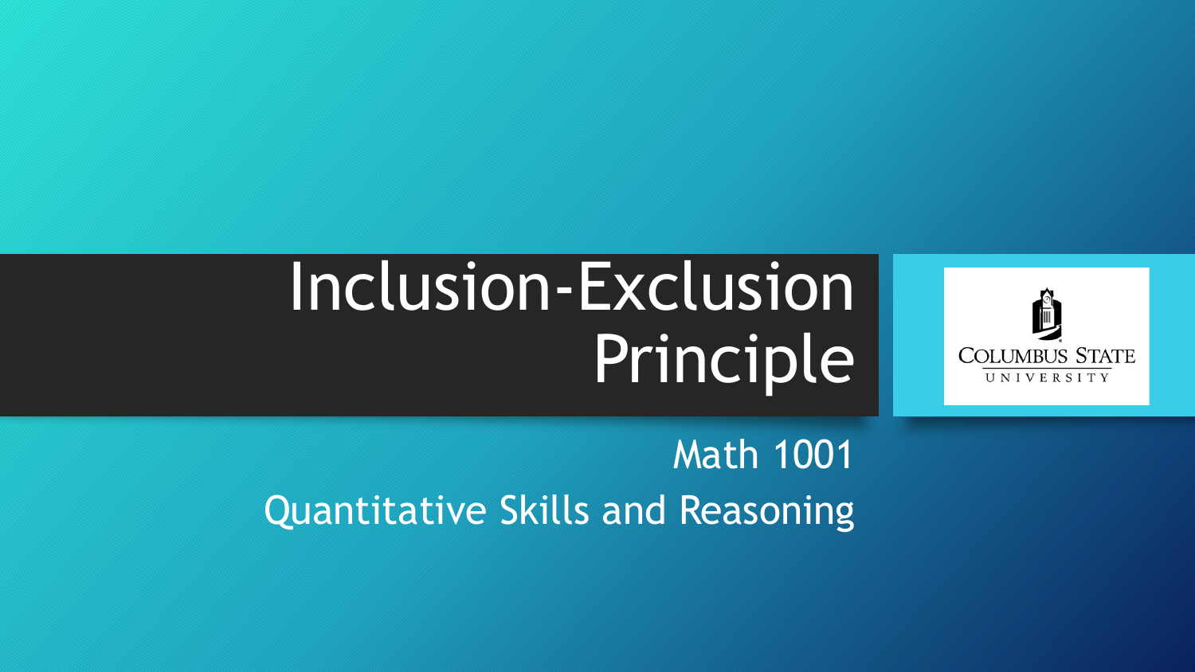# Inclusion-Exclusion Principle

Math 1001

Quantitative Skills and Reasoning

COLUMBUS STATE UNIVERSITY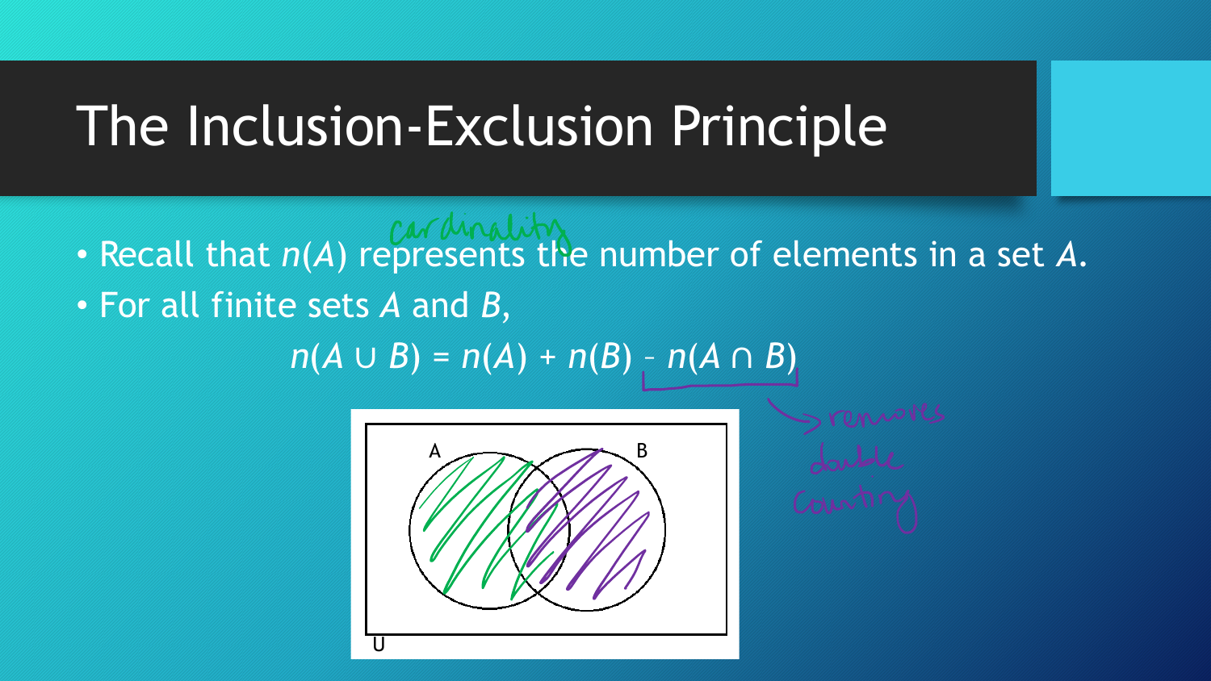# The Inclusion-Exclusion Principle

- Recall that $n(A)$ represents the number of elements in a set $A$.
- For all finite sets $A$ and $B$,

$$n(A \cup B) = n(A) + n(B) - n(A \cap B)$$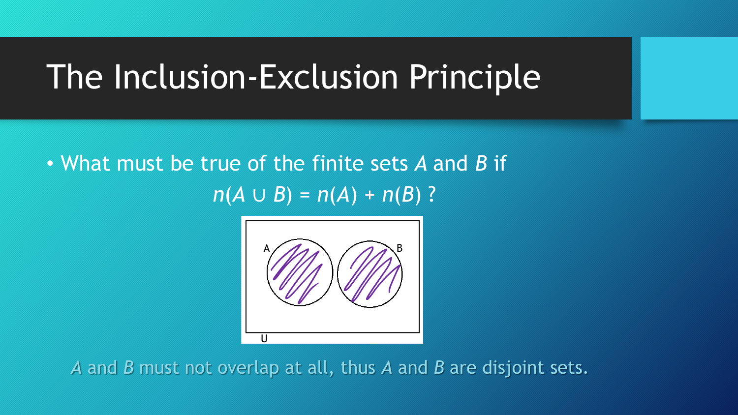# The Inclusion-Exclusion Principle

- What must be true of the finite sets *A* and *B* if

$$n(A \cup B) = n(A) + n(B)\ ?$$

*A* and *B* must not overlap at all, thus *A* and *B* are disjoint sets.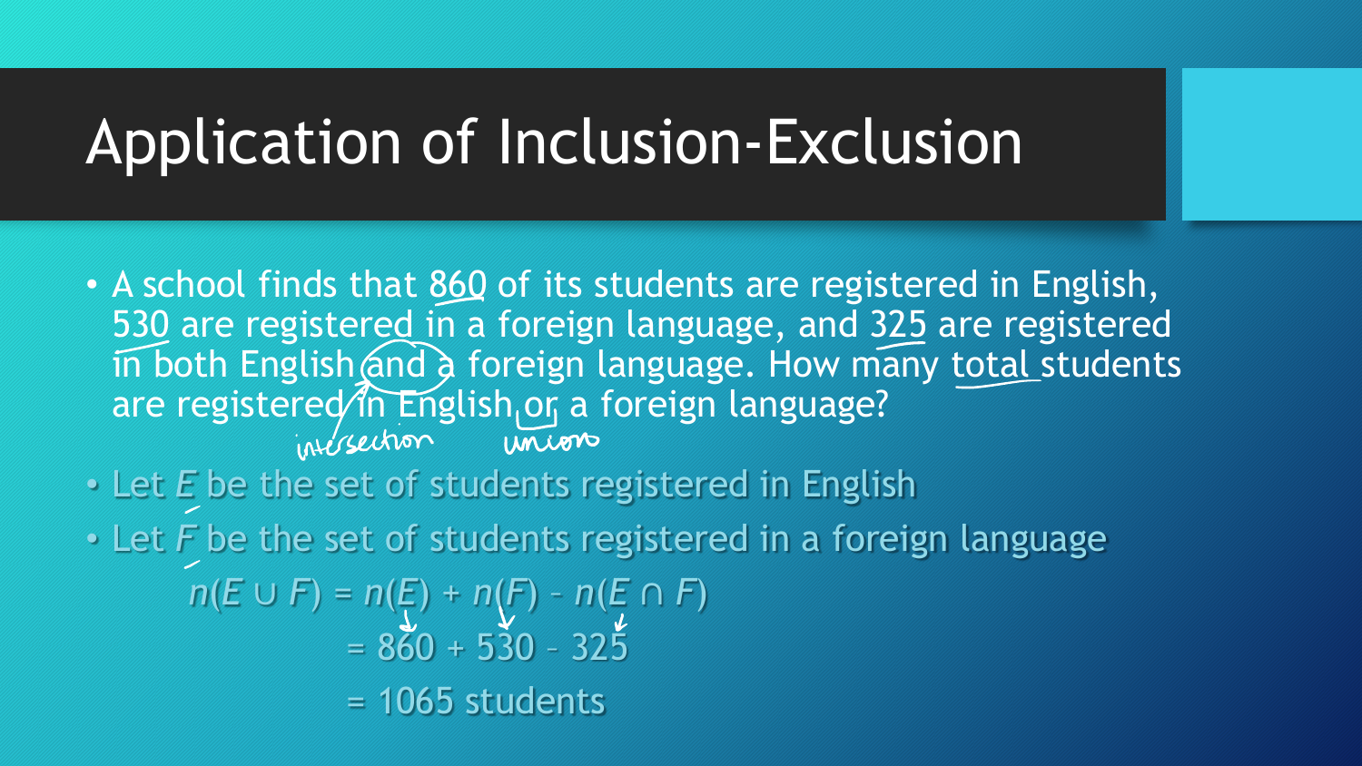# Application of Inclusion-Exclusion

- A school finds that 860 of its students are registered in English, 530 are registered in a foreign language, and 325 are registered in both English and a foreign language. How many total students are registered in English or a foreign language?

  intersection  union

- Let $E$ be the set of students registered in English
- Let $F$ be the set of students registered in a foreign language

$$n(E \cup F) = n(E) + n(F) - n(E \cap F)$$

$$= 860 + 530 - 325$$

$$= 1065 \text{ students}$$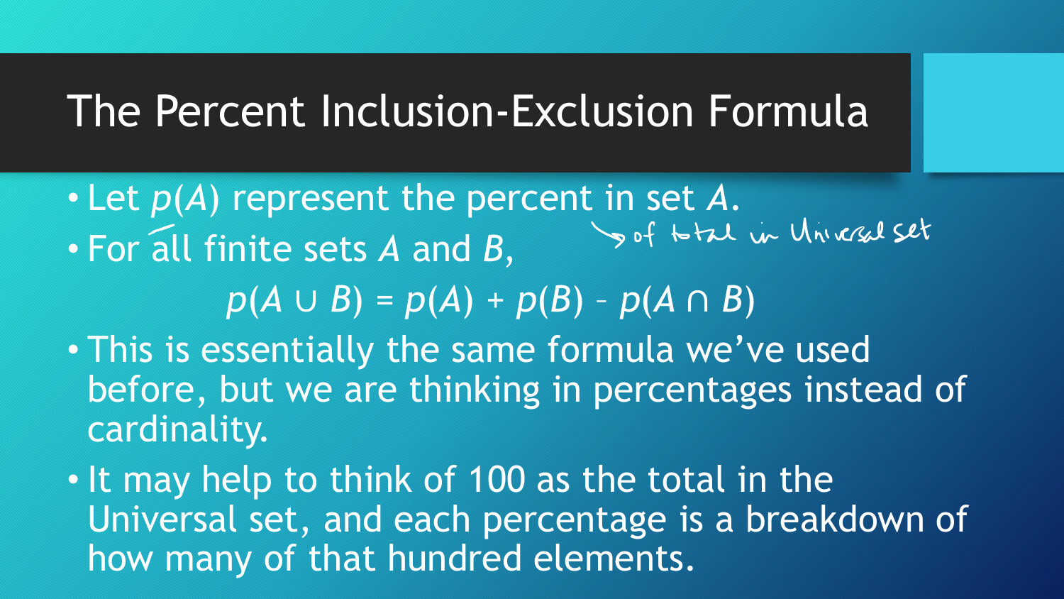# The Percent Inclusion-Exclusion Formula

- Let $p(A)$ represent the percent in set $A$. → of total in Universal set
- For all finite sets $A$ and $B$,

$$p(A \cup B) = p(A) + p(B) - p(A \cap B)$$

- This is essentially the same formula we've used before, but we are thinking in percentages instead of cardinality.
- It may help to think of 100 as the total in the Universal set, and each percentage is a breakdown of how many of that hundred elements.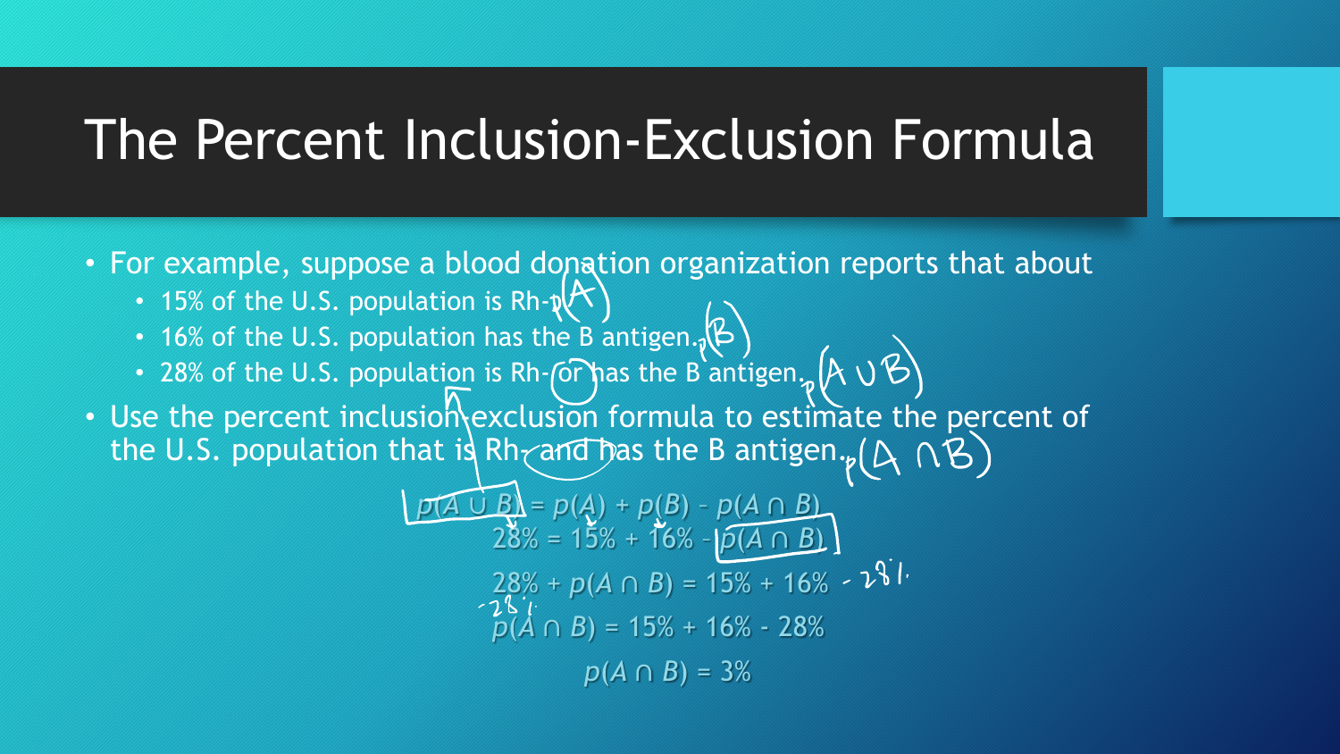# The Percent Inclusion-Exclusion Formula

- For example, suppose a blood donation organization reports that about
  - 15% of the U.S. population is Rh-.
  - 16% of the U.S. population has the B antigen.
  - 28% of the U.S. population is Rh- or has the B antigen.
- Use the percent inclusion-exclusion formula to estimate the percent of the U.S. population that is Rh- and has the B antigen.

$$p(A \cup B) = p(A) + p(B) - p(A \cap B)$$

$$28\% = 15\% + 16\% - p(A \cap B)$$

$$28\% + p(A \cap B) = 15\% + 16\%$$

$$p(A \cap B) = 15\% + 16\% - 28\%$$

$$p(A \cap B) = 3\%$$